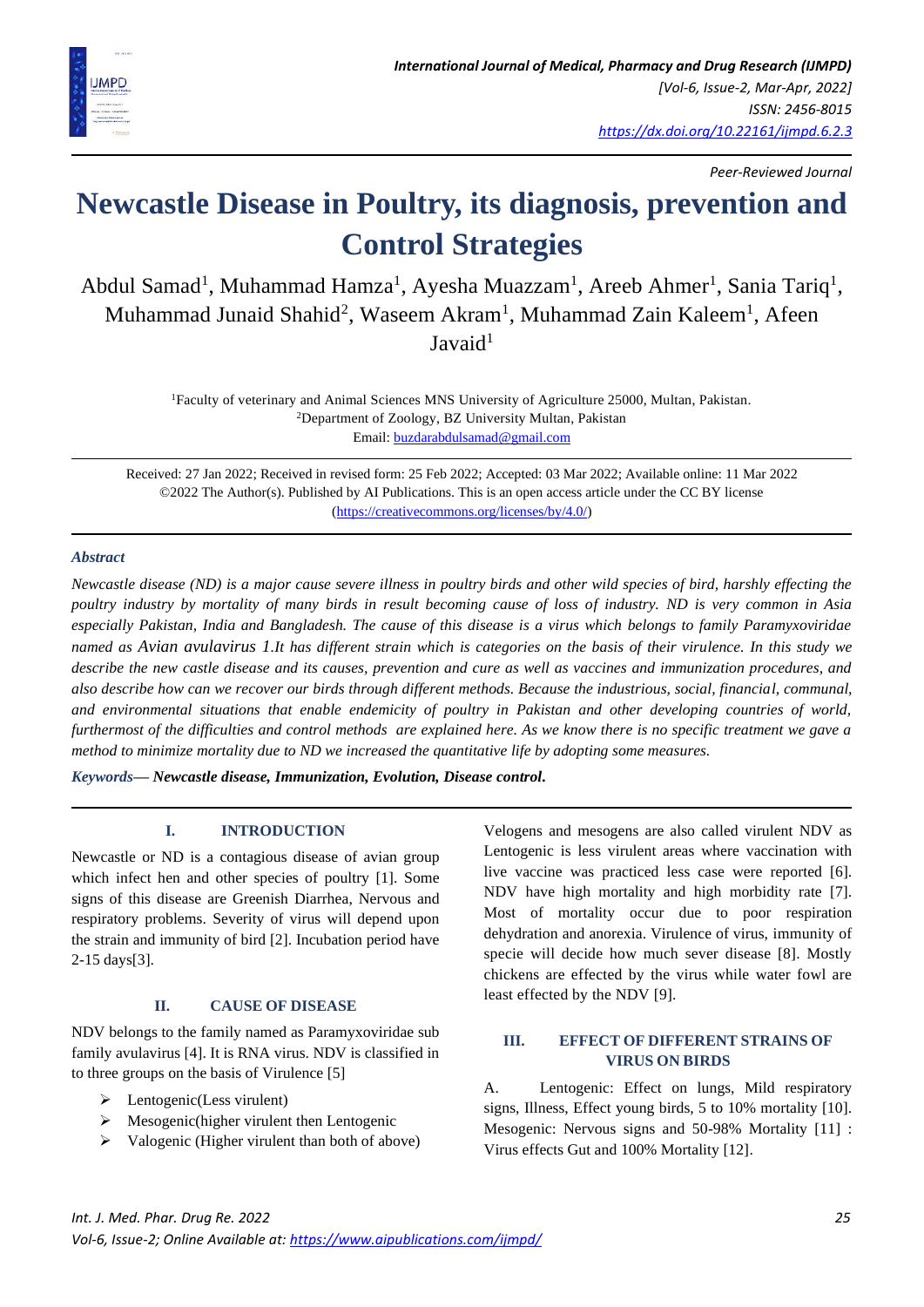*Peer-Reviewed Journal*

# Newcastle Disease in Poultry, its diagnosis, prevention and Control Strategies

Abdul Samad[1], Muhammad Hamza[1], Ayesha Muazzam[1], Areeb Ahmer[1], Sania Tariq[1], Muhammad Junaid Shahid[2], Waseem Akram[1], Muhammad Zain Kaleem[1], Afeen Javaid[1]

[1]Faculty of veterinary and Animal Sciences MNS University of Agriculture 25000, Multan, Pakistan.
[2]Department of Zoology, BZ University Multan, Pakistan
Email: buzdarabdulsamad@gmail.com

Received: 27 Jan 2022; Received in revised form: 25 Feb 2022; Accepted: 03 Mar 2022; Available online: 11 Mar 2022
©2022 The Author(s). Published by AI Publications. This is an open access article under the CC BY license (https://creativecommons.org/licenses/by/4.0/)

***Abstract***

*Newcastle disease (ND) is a major cause severe illness in poultry birds and other wild species of bird, harshly effecting the poultry industry by mortality of many birds in result becoming cause of loss of industry. ND is very common in Asia especially Pakistan, India and Bangladesh. The cause of this disease is a virus which belongs to family Paramyxoviridae named as Avian avulavirus 1.It has different strain which is categories on the basis of their virulence. In this study we describe the new castle disease and its causes, prevention and cure as well as vaccines and immunization procedures, and also describe how can we recover our birds through different methods. Because the industrious, social, financial, communal, and environmental situations that enable endemicity of poultry in Pakistan and other developing countries of world, furthermost of the difficulties and control methods are explained here. As we know there is no specific treatment we gave a method to minimize mortality due to ND we increased the quantitative life by adopting some measures.*

***Keywords*— *Newcastle disease, Immunization, Evolution, Disease control.***

## I. INTRODUCTION

Newcastle or ND is a contagious disease of avian group which infect hen and other species of poultry [1]. Some signs of this disease are Greenish Diarrhea, Nervous and respiratory problems. Severity of virus will depend upon the strain and immunity of bird [2]. Incubation period have 2-15 days[3].

## II. CAUSE OF DISEASE

NDV belongs to the family named as Paramyxoviridae sub family avulavirus [4]. It is RNA virus. NDV is classified in to three groups on the basis of Virulence [5]

- Lentogenic(Less virulent)
- Mesogenic(higher virulent then Lentogenic
- Valogenic (Higher virulent than both of above)

Velogens and mesogens are also called virulent NDV as Lentogenic is less virulent areas where vaccination with live vaccine was practiced less case were reported [6]. NDV have high mortality and high morbidity rate [7]. Most of mortality occur due to poor respiration dehydration and anorexia. Virulence of virus, immunity of specie will decide how much sever disease [8]. Mostly chickens are effected by the virus while water fowl are least effected by the NDV [9].

## III. EFFECT OF DIFFERENT STRAINS OF VIRUS ON BIRDS

A. Lentogenic: Effect on lungs, Mild respiratory signs, Illness, Effect young birds, 5 to 10% mortality [10]. Mesogenic: Nervous signs and 50-98% Mortality [11] : Virus effects Gut and 100% Mortality [12].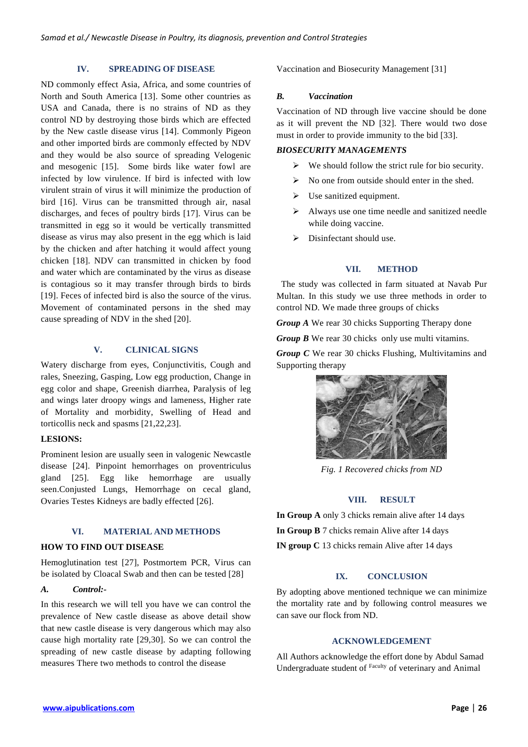## IV. SPREADING OF DISEASE

ND commonly effect Asia, Africa, and some countries of North and South America [13]. Some other countries as USA and Canada, there is no strains of ND as they control ND by destroying those birds which are effected by the New castle disease virus [14]. Commonly Pigeon and other imported birds are commonly effected by NDV and they would be also source of spreading Velogenic and mesogenic [15]. Some birds like water fowl are infected by low virulence. If bird is infected with low virulent strain of virus it will minimize the production of bird [16]. Virus can be transmitted through air, nasal discharges, and feces of poultry birds [17]. Virus can be transmitted in egg so it would be vertically transmitted disease as virus may also present in the egg which is laid by the chicken and after hatching it would affect young chicken [18]. NDV can transmitted in chicken by food and water which are contaminated by the virus as disease is contagious so it may transfer through birds to birds [19]. Feces of infected bird is also the source of the virus. Movement of contaminated persons in the shed may cause spreading of NDV in the shed [20].

## V. CLINICAL SIGNS

Watery discharge from eyes, Conjunctivitis, Cough and rales, Sneezing, Gasping, Low egg production, Change in egg color and shape, Greenish diarrhea, Paralysis of leg and wings later droopy wings and lameness, Higher rate of Mortality and morbidity, Swelling of Head and torticollis neck and spasms [21,22,23].

**LESIONS:**

Prominent lesion are usually seen in valogenic Newcastle disease [24]. Pinpoint hemorrhages on proventriculus gland [25]. Egg like hemorrhage are usually seen.Conjusted Lungs, Hemorrhage on cecal gland, Ovaries Testes Kidneys are badly effected [26].

## VI. MATERIAL AND METHODS

**HOW TO FIND OUT DISEASE**

Hemoglutination test [27], Postmortem PCR, Virus can be isolated by Cloacal Swab and then can be tested [28]

### *A. Control:-*

In this research we will tell you have we can control the prevalence of New castle disease as above detail show that new castle disease is very dangerous which may also cause high mortality rate [29,30]. So we can control the spreading of new castle disease by adapting following measures There two methods to control the disease Vaccination and Biosecurity Management [31]

### *B. Vaccination*

Vaccination of ND through live vaccine should be done as it will prevent the ND [32]. There would two dose must in order to provide immunity to the bid [33].

***BIOSECURITY MANAGEMENTS***

- We should follow the strict rule for bio security.
- No one from outside should enter in the shed.
- Use sanitized equipment.
- Always use one time needle and sanitized needle while doing vaccine.
- Disinfectant should use.

## VII. METHOD

The study was collected in farm situated at Navab Pur Multan. In this study we use three methods in order to control ND. We made three groups of chicks

***Group A*** We rear 30 chicks Supporting Therapy done

***Group B*** We rear 30 chicks only use multi vitamins.

***Group C*** We rear 30 chicks Flushing, Multivitamins and Supporting therapy

*Fig. 1 Recovered chicks from ND*

## VIII. RESULT

**In Group A** only 3 chicks remain alive after 14 days

**In Group B** 7 chicks remain Alive after 14 days

**IN group C** 13 chicks remain Alive after 14 days

## IX. CONCLUSION

By adopting above mentioned technique we can minimize the mortality rate and by following control measures we can save our flock from ND.

## ACKNOWLEDGEMENT

All Authors acknowledge the effort done by Abdul Samad Undergraduate student of Faculty of veterinary and Animal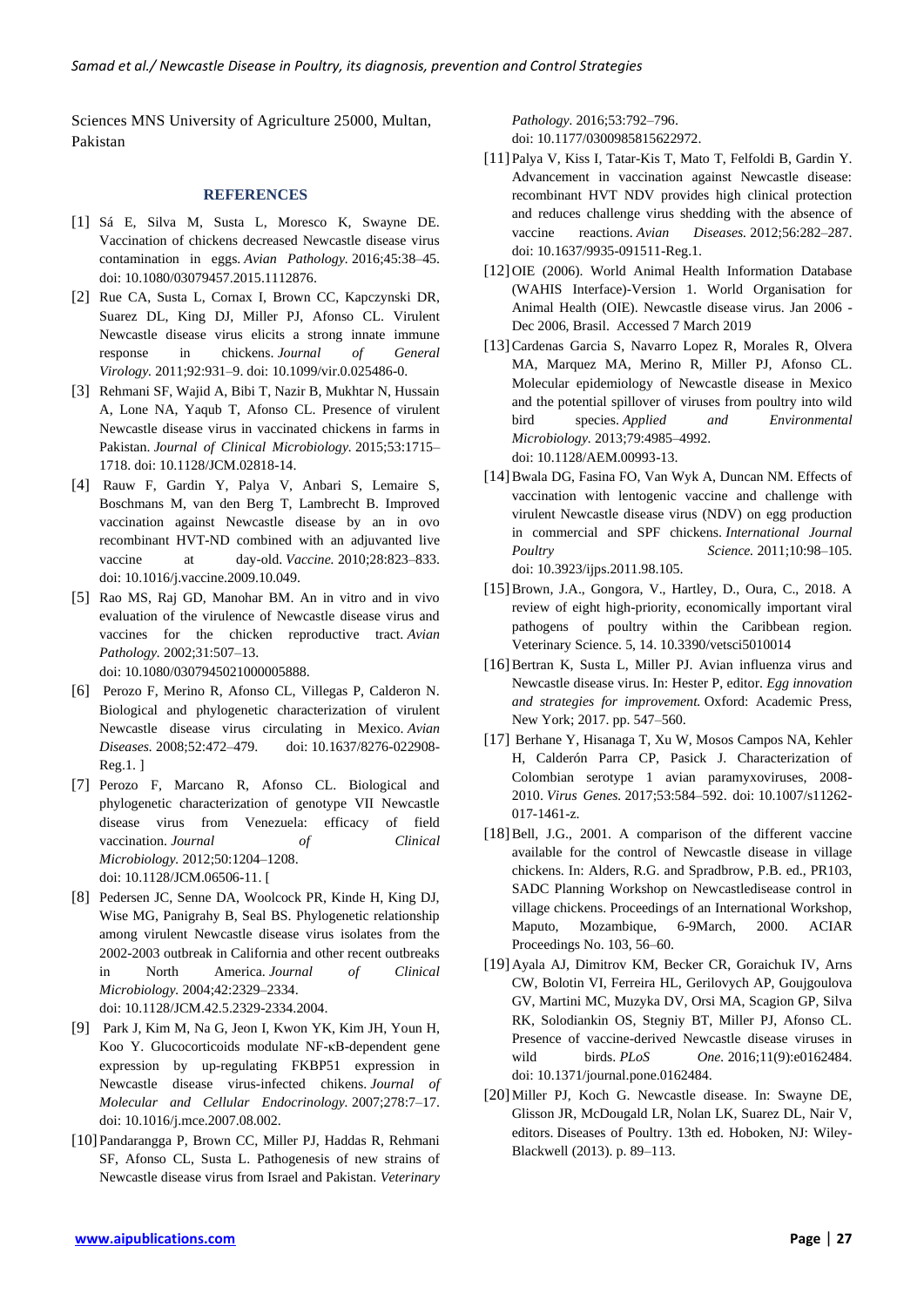Sciences MNS University of Agriculture 25000, Multan, Pakistan

## REFERENCES

[1] Sá E, Silva M, Susta L, Moresco K, Swayne DE. Vaccination of chickens decreased Newcastle disease virus contamination in eggs. *Avian Pathology.* 2016;45:38–45. doi: 10.1080/03079457.2015.1112876.

[2] Rue CA, Susta L, Cornax I, Brown CC, Kapczynski DR, Suarez DL, King DJ, Miller PJ, Afonso CL. Virulent Newcastle disease virus elicits a strong innate immune response in chickens. *Journal of General Virology.* 2011;92:931–9. doi: 10.1099/vir.0.025486-0.

[3] Rehmani SF, Wajid A, Bibi T, Nazir B, Mukhtar N, Hussain A, Lone NA, Yaqub T, Afonso CL. Presence of virulent Newcastle disease virus in vaccinated chickens in farms in Pakistan. *Journal of Clinical Microbiology.* 2015;53:1715–1718. doi: 10.1128/JCM.02818-14.

[4] Rauw F, Gardin Y, Palya V, Anbari S, Lemaire S, Boschmans M, van den Berg T, Lambrecht B. Improved vaccination against Newcastle disease by an in ovo recombinant HVT-ND combined with an adjuvanted live vaccine at day-old. *Vaccine.* 2010;28:823–833. doi: 10.1016/j.vaccine.2009.10.049.

[5] Rao MS, Raj GD, Manohar BM. An in vitro and in vivo evaluation of the virulence of Newcastle disease virus and vaccines for the chicken reproductive tract. *Avian Pathology.* 2002;31:507–13. doi: 10.1080/0307945021000005888.

[6] Perozo F, Merino R, Afonso CL, Villegas P, Calderon N. Biological and phylogenetic characterization of virulent Newcastle disease virus circulating in Mexico. *Avian Diseases.* 2008;52:472–479. doi: 10.1637/8276-022908-Reg.1. ]

[7] Perozo F, Marcano R, Afonso CL. Biological and phylogenetic characterization of genotype VII Newcastle disease virus from Venezuela: efficacy of field vaccination. *Journal of Clinical Microbiology.* 2012;50:1204–1208. doi: 10.1128/JCM.06506-11. [

[8] Pedersen JC, Senne DA, Woolcock PR, Kinde H, King DJ, Wise MG, Panigrahy B, Seal BS. Phylogenetic relationship among virulent Newcastle disease virus isolates from the 2002-2003 outbreak in California and other recent outbreaks in North America. *Journal of Clinical Microbiology.* 2004;42:2329–2334. doi: 10.1128/JCM.42.5.2329-2334.2004.

[9] Park J, Kim M, Na G, Jeon I, Kwon YK, Kim JH, Youn H, Koo Y. Glucocorticoids modulate NF-κB-dependent gene expression by up-regulating FKBP51 expression in Newcastle disease virus-infected chikens. *Journal of Molecular and Cellular Endocrinology.* 2007;278:7–17. doi: 10.1016/j.mce.2007.08.002.

[10] Pandarangga P, Brown CC, Miller PJ, Haddas R, Rehmani SF, Afonso CL, Susta L. Pathogenesis of new strains of Newcastle disease virus from Israel and Pakistan. *Veterinary Pathology.* 2016;53:792–796. doi: 10.1177/0300985815622972.

[11] Palya V, Kiss I, Tatar-Kis T, Mato T, Felfoldi B, Gardin Y. Advancement in vaccination against Newcastle disease: recombinant HVT NDV provides high clinical protection and reduces challenge virus shedding with the absence of vaccine reactions. *Avian Diseases.* 2012;56:282–287. doi: 10.1637/9935-091511-Reg.1.

[12] OIE (2006). World Animal Health Information Database (WAHIS Interface)-Version 1. World Organisation for Animal Health (OIE). Newcastle disease virus. Jan 2006 - Dec 2006, Brasil. Accessed 7 March 2019

[13] Cardenas Garcia S, Navarro Lopez R, Morales R, Olvera MA, Marquez MA, Merino R, Miller PJ, Afonso CL. Molecular epidemiology of Newcastle disease in Mexico and the potential spillover of viruses from poultry into wild bird species. *Applied and Environmental Microbiology.* 2013;79:4985–4992. doi: 10.1128/AEM.00993-13.

[14] Bwala DG, Fasina FO, Van Wyk A, Duncan NM. Effects of vaccination with lentogenic vaccine and challenge with virulent Newcastle disease virus (NDV) on egg production in commercial and SPF chickens. *International Journal Poultry Science.* 2011;10:98–105. doi: 10.3923/ijps.2011.98.105.

[15] Brown, J.A., Gongora, V., Hartley, D., Oura, C., 2018. A review of eight high-priority, economically important viral pathogens of poultry within the Caribbean region. Veterinary Science. 5, 14. 10.3390/vetsci5010014

[16] Bertran K, Susta L, Miller PJ. Avian influenza virus and Newcastle disease virus. In: Hester P, editor. *Egg innovation and strategies for improvement.* Oxford: Academic Press, New York; 2017. pp. 547–560.

[17] Berhane Y, Hisanaga T, Xu W, Mosos Campos NA, Kehler H, Calderón Parra CP, Pasick J. Characterization of Colombian serotype 1 avian paramyxoviruses, 2008-2010. *Virus Genes.* 2017;53:584–592. doi: 10.1007/s11262-017-1461-z.

[18] Bell, J.G., 2001. A comparison of the different vaccine available for the control of Newcastle disease in village chickens. In: Alders, R.G. and Spradbrow, P.B. ed., PR103, SADC Planning Workshop on Newcastledisease control in village chickens. Proceedings of an International Workshop, Maputo, Mozambique, 6-9March, 2000. ACIAR Proceedings No. 103, 56–60.

[19] Ayala AJ, Dimitrov KM, Becker CR, Goraichuk IV, Arns CW, Bolotin VI, Ferreira HL, Gerilovych AP, Goujgoulova GV, Martini MC, Muzyka DV, Orsi MA, Scagion GP, Silva RK, Solodiankin OS, Stegniy BT, Miller PJ, Afonso CL. Presence of vaccine-derived Newcastle disease viruses in wild birds. *PLoS One.* 2016;11(9):e0162484. doi: 10.1371/journal.pone.0162484.

[20] Miller PJ, Koch G. Newcastle disease. In: Swayne DE, Glisson JR, McDougald LR, Nolan LK, Suarez DL, Nair V, editors. Diseases of Poultry. 13th ed. Hoboken, NJ: Wiley-Blackwell (2013). p. 89–113.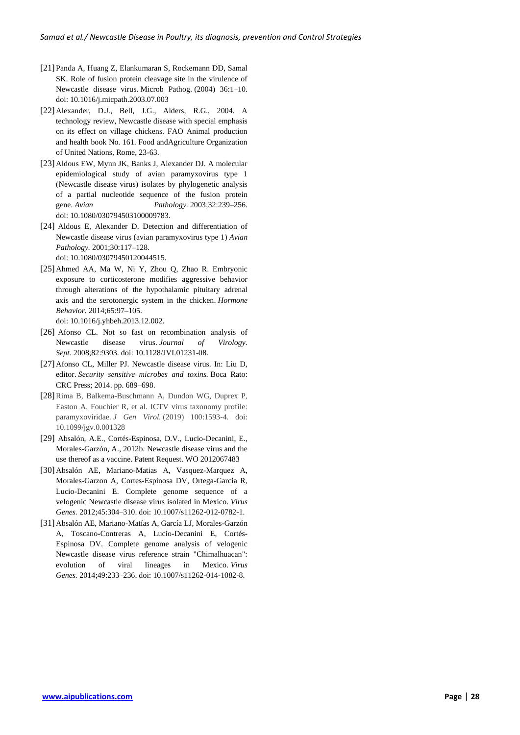[21] Panda A, Huang Z, Elankumaran S, Rockemann DD, Samal SK. Role of fusion protein cleavage site in the virulence of Newcastle disease virus. Microb Pathog. (2004) 36:1–10. doi: 10.1016/j.micpath.2003.07.003

[22] Alexander, D.J., Bell, J.G., Alders, R.G., 2004. A technology review, Newcastle disease with special emphasis on its effect on village chickens. FAO Animal production and health book No. 161. Food andAgriculture Organization of United Nations, Rome, 23-63.

[23] Aldous EW, Mynn JK, Banks J, Alexander DJ. A molecular epidemiological study of avian paramyxovirus type 1 (Newcastle disease virus) isolates by phylogenetic analysis of a partial nucleotide sequence of the fusion protein gene. *Avian Pathology.* 2003;32:239–256. doi: 10.1080/030794503100009783.

[24] Aldous E, Alexander D. Detection and differentiation of Newcastle disease virus (avian paramyxovirus type 1) *Avian Pathology.* 2001;30:117–128. doi: 10.1080/03079450120044515.

[25] Ahmed AA, Ma W, Ni Y, Zhou Q, Zhao R. Embryonic exposure to corticosterone modifies aggressive behavior through alterations of the hypothalamic pituitary adrenal axis and the serotonergic system in the chicken. *Hormone Behavior.* 2014;65:97–105. doi: 10.1016/j.yhbeh.2013.12.002.

[26] Afonso CL. Not so fast on recombination analysis of Newcastle disease virus. *Journal of Virology. Sept.* 2008;82:9303. doi: 10.1128/JVI.01231-08.

[27] Afonso CL, Miller PJ. Newcastle disease virus. In: Liu D, editor. *Security sensitive microbes and toxins.* Boca Rato: CRC Press; 2014. pp. 689–698.

[28] Rima B, Balkema-Buschmann A, Dundon WG, Duprex P, Easton A, Fouchier R, et al. ICTV virus taxonomy profile: paramyxoviridae. *J Gen Virol.* (2019) 100:1593-4. doi: 10.1099/jgv.0.001328

[29] Absalón, A.E., Cortés-Espinosa, D.V., Lucio-Decanini, E., Morales-Garzón, A., 2012b. Newcastle disease virus and the use thereof as a vaccine. Patent Request. WO 2012067483

[30] Absalón AE, Mariano-Matias A, Vasquez-Marquez A, Morales-Garzon A, Cortes-Espinosa DV, Ortega-Garcia R, Lucio-Decanini E. Complete genome sequence of a velogenic Newcastle disease virus isolated in Mexico. *Virus Genes.* 2012;45:304–310. doi: 10.1007/s11262-012-0782-1.

[31] Absalón AE, Mariano-Matías A, García LJ, Morales-Garzón A, Toscano-Contreras A, Lucio-Decanini E, Cortés-Espinosa DV. Complete genome analysis of velogenic Newcastle disease virus reference strain "Chimalhuacan": evolution of viral lineages in Mexico. *Virus Genes.* 2014;49:233–236. doi: 10.1007/s11262-014-1082-8.